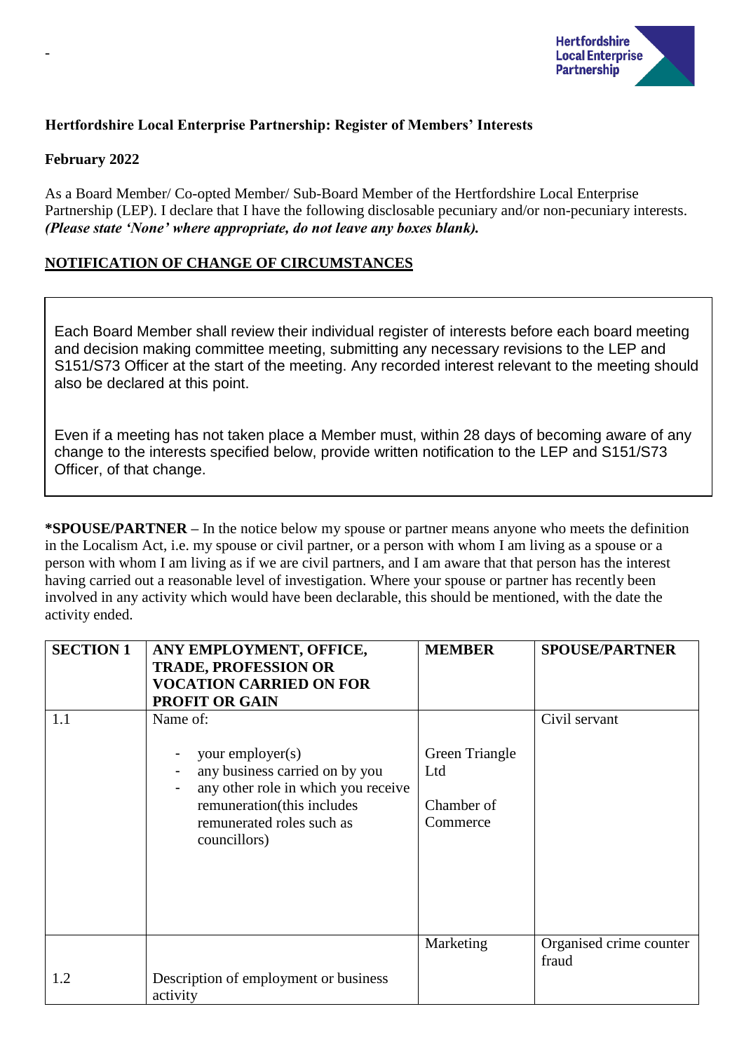-

**Hertfordshire Local Enterprise Partnership: Register of Members' Interests**

**February 2022**

As a Board Member/ Co-opted Member/ Sub-Board Member of the Hertfordshire Local Enterprise Partnership (LEP). I declare that I have the following disclosable pecuniary and/or non-pecuniary interests. ***(Please state 'None' where appropriate, do not leave any boxes blank).***

**NOTIFICATION OF CHANGE OF CIRCUMSTANCES**

Each Board Member shall review their individual register of interests before each board meeting and decision making committee meeting, submitting any necessary revisions to the LEP and S151/S73 Officer at the start of the meeting. Any recorded interest relevant to the meeting should also be declared at this point.

Even if a meeting has not taken place a Member must, within 28 days of becoming aware of any change to the interests specified below, provide written notification to the LEP and S151/S73 Officer, of that change.

**\*SPOUSE/PARTNER** – In the notice below my spouse or partner means anyone who meets the definition in the Localism Act, i.e. my spouse or civil partner, or a person with whom I am living as a spouse or a person with whom I am living as if we are civil partners, and I am aware that that person has the interest having carried out a reasonable level of investigation. Where your spouse or partner has recently been involved in any activity which would have been declarable, this should be mentioned, with the date the activity ended.

| **SECTION 1** | **ANY EMPLOYMENT, OFFICE, TRADE, PROFESSION OR VOCATION CARRIED ON FOR PROFIT OR GAIN** | **MEMBER** | **SPOUSE/PARTNER** |
|---|---|---|---|
| 1.1 | Name of:<br>- your employer(s)<br>- any business carried on by you<br>- any other role in which you receive remuneration(this includes remunerated roles such as councillors) | Green Triangle Ltd<br><br>Chamber of Commerce | Civil servant |
| 1.2 | Description of employment or business activity | Marketing | Organised crime counter fraud |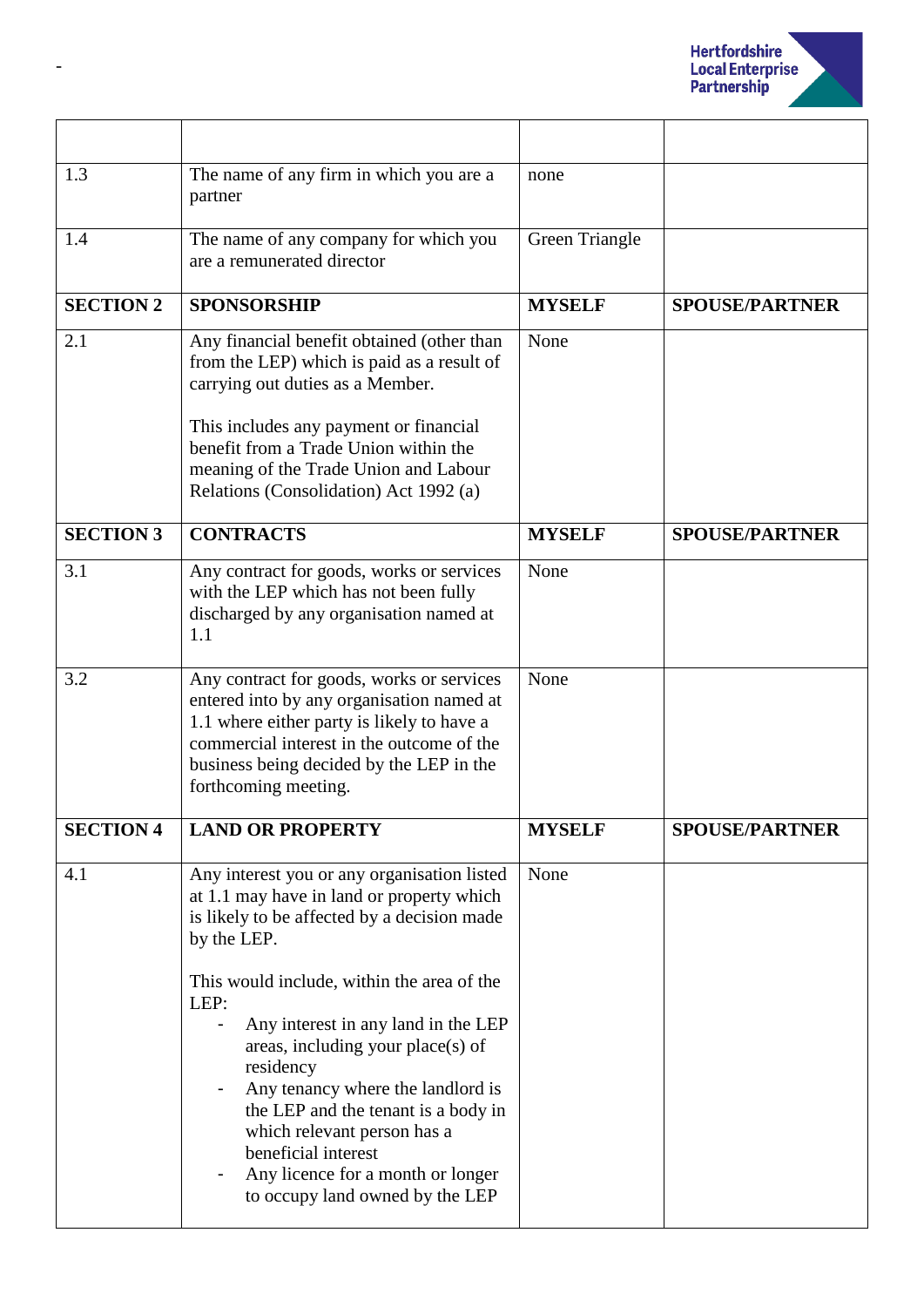-

| | | | |
|---|---|---|---|
| 1.3 | The name of any firm in which you are a partner | none | |
| 1.4 | The name of any company for which you are a remunerated director | Green Triangle | |
| **SECTION 2** | **SPONSORSHIP** | **MYSELF** | **SPOUSE/PARTNER** |
| 2.1 | Any financial benefit obtained (other than from the LEP) which is paid as a result of carrying out duties as a Member.<br><br>This includes any payment or financial benefit from a Trade Union within the meaning of the Trade Union and Labour Relations (Consolidation) Act 1992 (a) | None | |
| **SECTION 3** | **CONTRACTS** | **MYSELF** | **SPOUSE/PARTNER** |
| 3.1 | Any contract for goods, works or services with the LEP which has not been fully discharged by any organisation named at 1.1 | None | |
| 3.2 | Any contract for goods, works or services entered into by any organisation named at 1.1 where either party is likely to have a commercial interest in the outcome of the business being decided by the LEP in the forthcoming meeting. | None | |
| **SECTION 4** | **LAND OR PROPERTY** | **MYSELF** | **SPOUSE/PARTNER** |
| 4.1 | Any interest you or any organisation listed at 1.1 may have in land or property which is likely to be affected by a decision made by the LEP.<br><br>This would include, within the area of the LEP:<br>- Any interest in any land in the LEP areas, including your place(s) of residency<br>- Any tenancy where the landlord is the LEP and the tenant is a body in which relevant person has a beneficial interest<br>- Any licence for a month or longer to occupy land owned by the LEP | None | |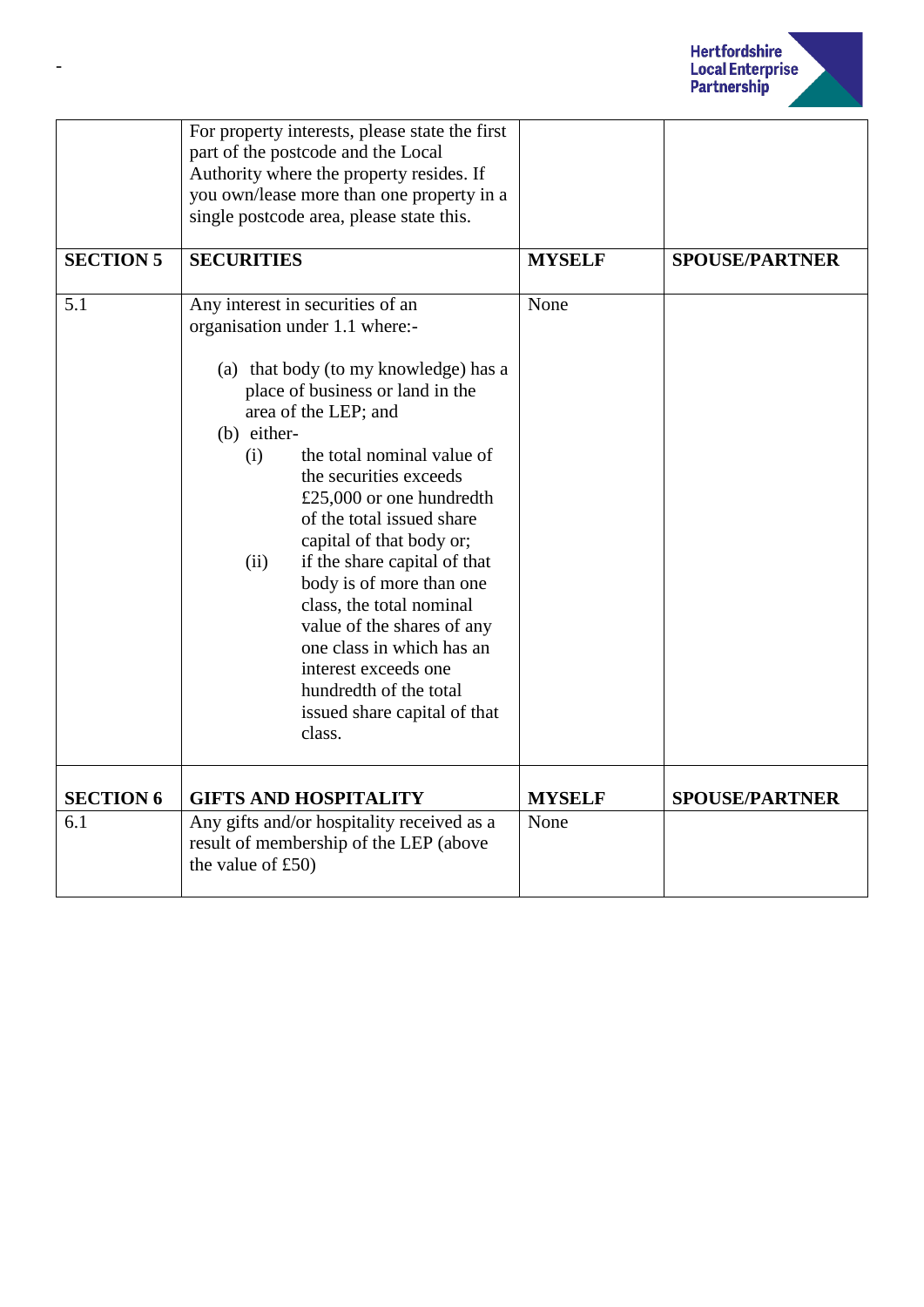| | | | |
|---|---|---|---|
| | For property interests, please state the first part of the postcode and the Local Authority where the property resides. If you own/lease more than one property in a single postcode area, please state this. | | |
| **SECTION 5** | **SECURITIES** | **MYSELF** | **SPOUSE/PARTNER** |
| 5.1 | Any interest in securities of an organisation under 1.1 where:-<br><br>(a) that body (to my knowledge) has a place of business or land in the area of the LEP; and<br>(b) either-<br>(i) the total nominal value of the securities exceeds £25,000 or one hundredth of the total issued share capital of that body or;<br>(ii) if the share capital of that body is of more than one class, the total nominal value of the shares of any one class in which has an interest exceeds one hundredth of the total issued share capital of that class. | None | |
| **SECTION 6** | **GIFTS AND HOSPITALITY** | **MYSELF** | **SPOUSE/PARTNER** |
| 6.1 | Any gifts and/or hospitality received as a result of membership of the LEP (above the value of £50) | None | |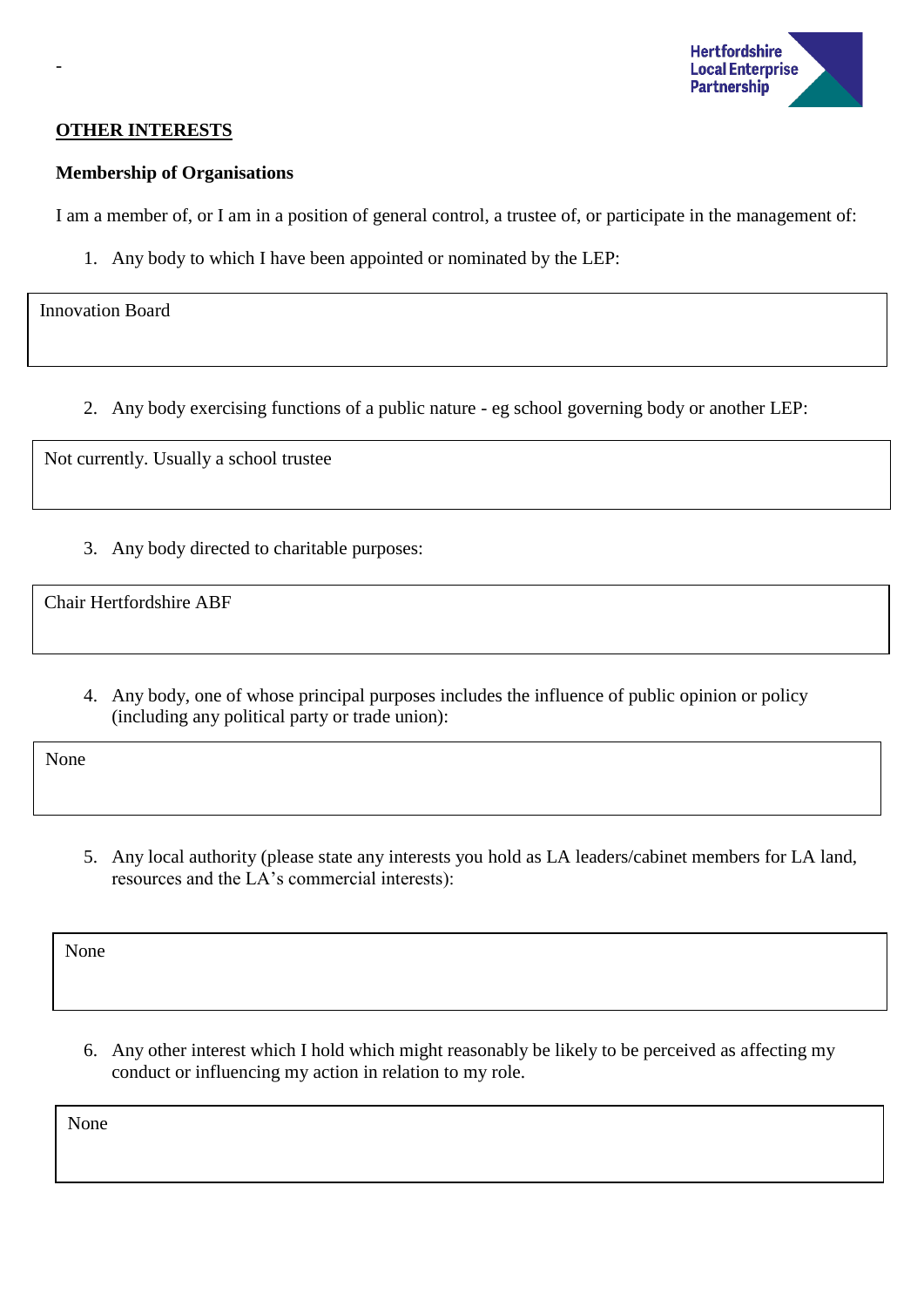-

## OTHER INTERESTS

### Membership of Organisations

I am a member of, or I am in a position of general control, a trustee of, or participate in the management of:

1. Any body to which I have been appointed or nominated by the LEP:

| Innovation Board |
|---|

2. Any body exercising functions of a public nature - eg school governing body or another LEP:

| Not currently. Usually a school trustee |
|---|

3. Any body directed to charitable purposes:

| Chair Hertfordshire ABF |
|---|

4. Any body, one of whose principal purposes includes the influence of public opinion or policy (including any political party or trade union):

| None |
|---|

5. Any local authority (please state any interests you hold as LA leaders/cabinet members for LA land, resources and the LA's commercial interests):

| None |
|---|

6. Any other interest which I hold which might reasonably be likely to be perceived as affecting my conduct or influencing my action in relation to my role.

| None |
|---|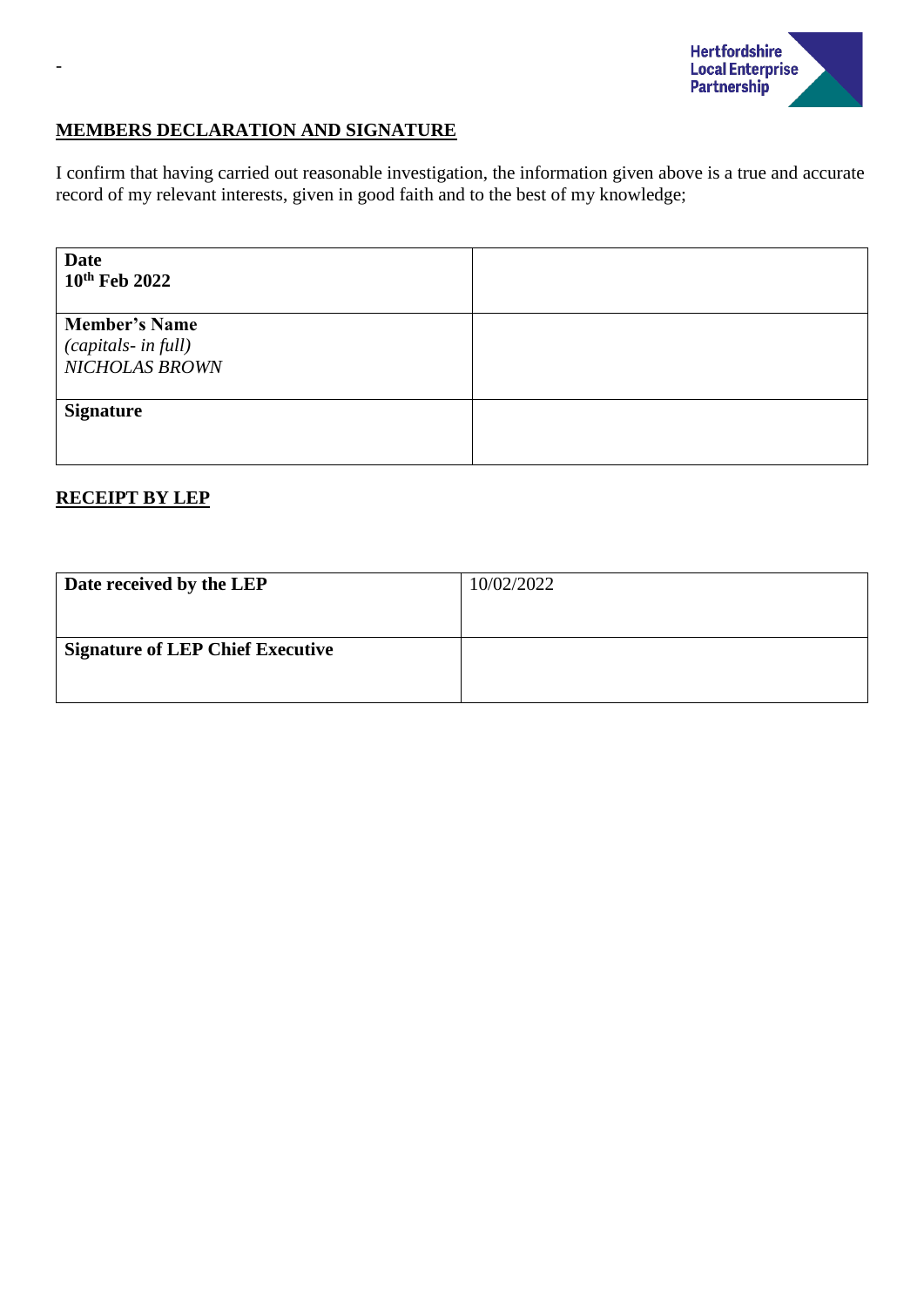-

**Hertfordshire Local Enterprise Partnership**

## MEMBERS DECLARATION AND SIGNATURE

I confirm that having carried out reasonable investigation, the information given above is a true and accurate record of my relevant interests, given in good faith and to the best of my knowledge;

| | |
|---|---|
| **Date**<br>**10th Feb 2022** | |
| **Member's Name**<br>*(capitals- in full)*<br>*NICHOLAS BROWN* | |
| **Signature** | |

## RECEIPT BY LEP

| | |
|---|---|
| **Date received by the LEP** | 10/02/2022 |
| **Signature of LEP Chief Executive** | |